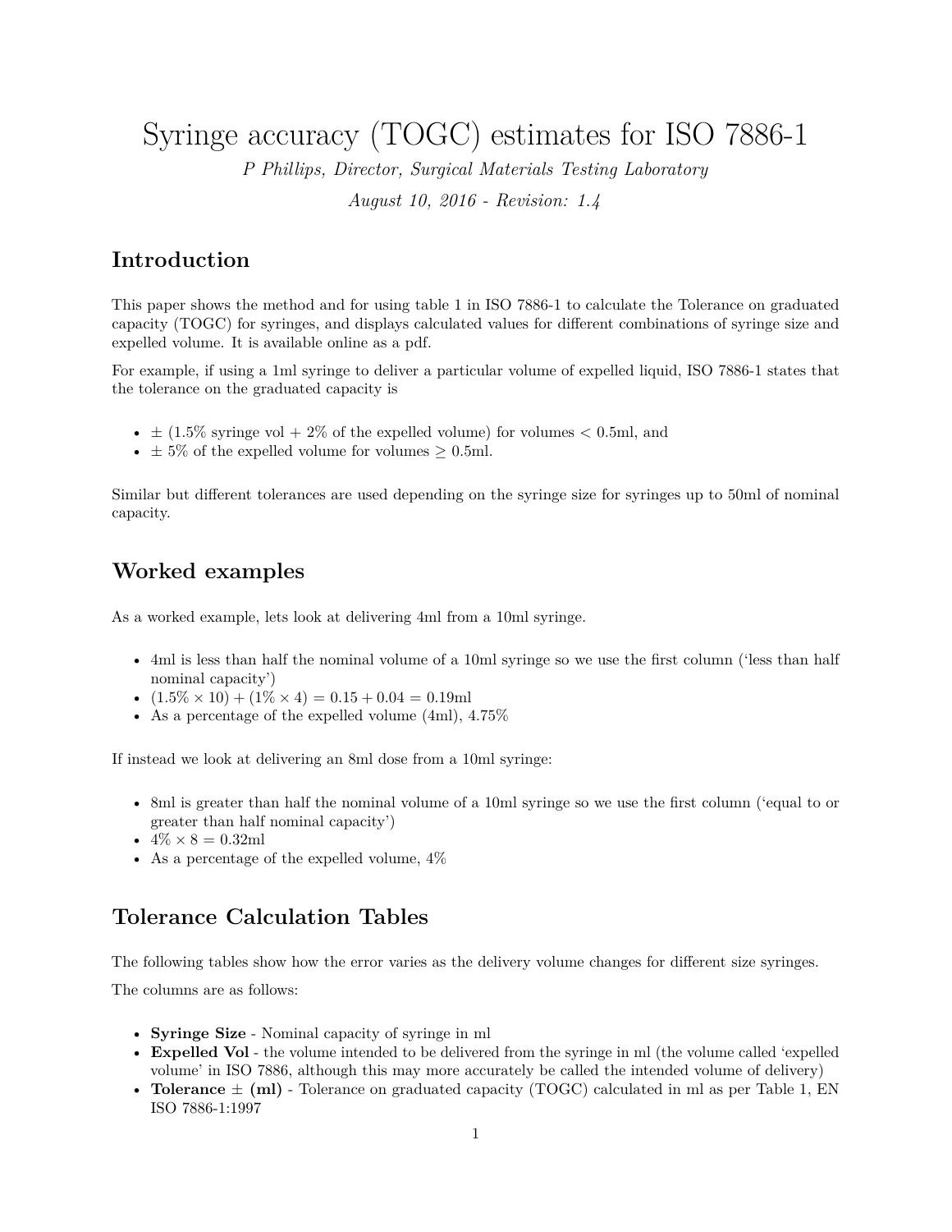# Syringe accuracy (TOGC) estimates for ISO 7886-1

*P Phillips, Director, Surgical Materials Testing Laboratory*

*August 10, 2016 - Revision: 1.4*

## Introduction

This paper shows the method and for using table 1 in ISO 7886-1 to calculate the Tolerance on graduated capacity (TOGC) for syringes, and displays calculated values for different combinations of syringe size and expelled volume. It is available online as a pdf.

For example, if using a 1ml syringe to deliver a particular volume of expelled liquid, ISO 7886-1 states that the tolerance on the graduated capacity is

- ± (1.5% syringe vol + 2% of the expelled volume) for volumes < 0.5ml, and
- ± 5% of the expelled volume for volumes ≥ 0.5ml.

Similar but different tolerances are used depending on the syringe size for syringes up to 50ml of nominal capacity.

## Worked examples

As a worked example, lets look at delivering 4ml from a 10ml syringe.

- 4ml is less than half the nominal volume of a 10ml syringe so we use the first column ('less than half nominal capacity')
- $(1.5\% \times 10) + (1\% \times 4) = 0.15 + 0.04 = 0.19$ml
- As a percentage of the expelled volume (4ml), 4.75%

If instead we look at delivering an 8ml dose from a 10ml syringe:

- 8ml is greater than half the nominal volume of a 10ml syringe so we use the first column ('equal to or greater than half nominal capacity')
- $4\% \times 8 = 0.32$ml
- As a percentage of the expelled volume, 4%

## Tolerance Calculation Tables

The following tables show how the error varies as the delivery volume changes for different size syringes.

The columns are as follows:

- **Syringe Size** - Nominal capacity of syringe in ml
- **Expelled Vol** - the volume intended to be delivered from the syringe in ml (the volume called 'expelled volume' in ISO 7886, although this may more accurately be called the intended volume of delivery)
- **Tolerance ± (ml)** - Tolerance on graduated capacity (TOGC) calculated in ml as per Table 1, EN ISO 7886-1:1997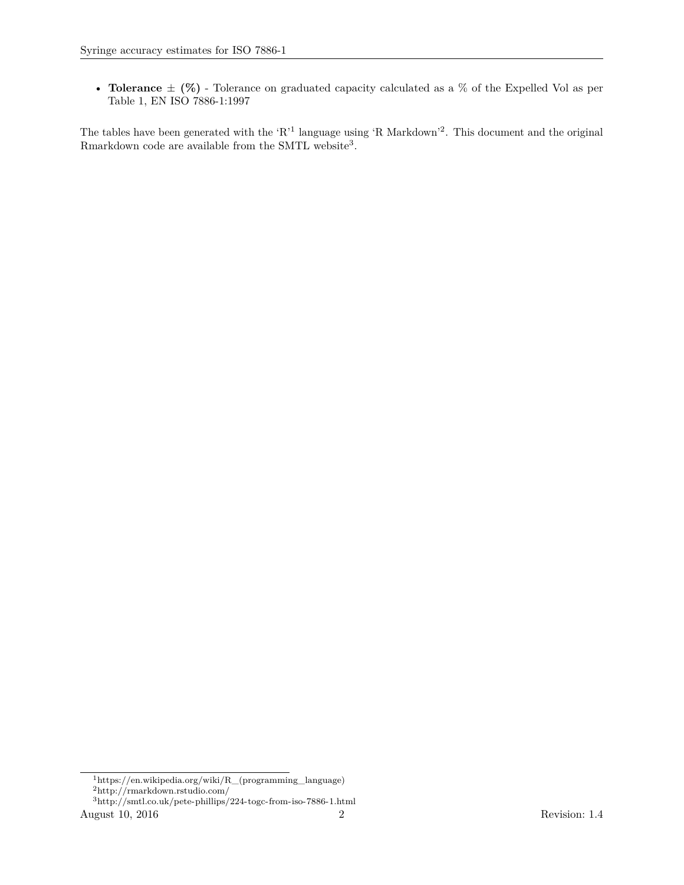- **Tolerance ± (%)** - Tolerance on graduated capacity calculated as a % of the Expelled Vol as per Table 1, EN ISO 7886-1:1997

The tables have been generated with the 'R'[1] language using 'R Markdown'[2]. This document and the original Rmarkdown code are available from the SMTL website[3].

[1] https://en.wikipedia.org/wiki/R_(programming_language)

[2] http://rmarkdown.rstudio.com/

[3] http://smtl.co.uk/pete-phillips/224-togc-from-iso-7886-1.html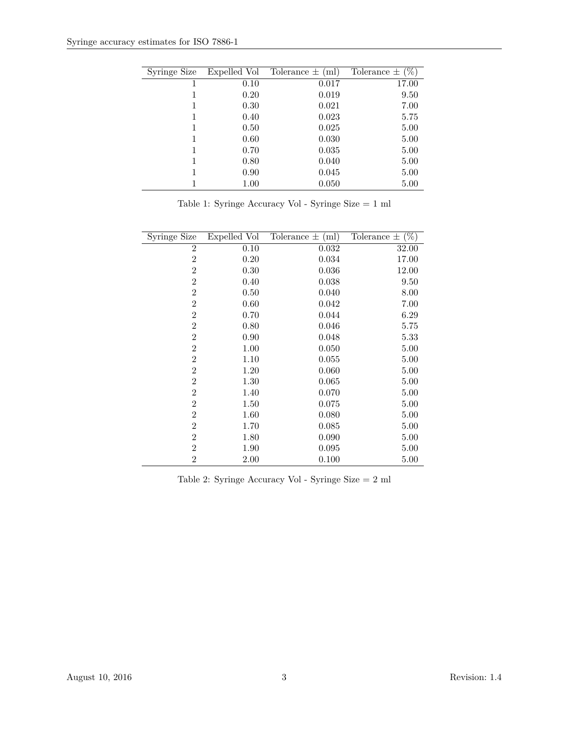| Syringe Size | Expelled Vol | Tolerance ± (ml) | Tolerance ± (%) |
|---|---|---|---|
| 1 | 0.10 | 0.017 | 17.00 |
| 1 | 0.20 | 0.019 | 9.50 |
| 1 | 0.30 | 0.021 | 7.00 |
| 1 | 0.40 | 0.023 | 5.75 |
| 1 | 0.50 | 0.025 | 5.00 |
| 1 | 0.60 | 0.030 | 5.00 |
| 1 | 0.70 | 0.035 | 5.00 |
| 1 | 0.80 | 0.040 | 5.00 |
| 1 | 0.90 | 0.045 | 5.00 |
| 1 | 1.00 | 0.050 | 5.00 |

Table 1: Syringe Accuracy Vol - Syringe Size = 1 ml

| Syringe Size | Expelled Vol | Tolerance ± (ml) | Tolerance ± (%) |
|---|---|---|---|
| 2 | 0.10 | 0.032 | 32.00 |
| 2 | 0.20 | 0.034 | 17.00 |
| 2 | 0.30 | 0.036 | 12.00 |
| 2 | 0.40 | 0.038 | 9.50 |
| 2 | 0.50 | 0.040 | 8.00 |
| 2 | 0.60 | 0.042 | 7.00 |
| 2 | 0.70 | 0.044 | 6.29 |
| 2 | 0.80 | 0.046 | 5.75 |
| 2 | 0.90 | 0.048 | 5.33 |
| 2 | 1.00 | 0.050 | 5.00 |
| 2 | 1.10 | 0.055 | 5.00 |
| 2 | 1.20 | 0.060 | 5.00 |
| 2 | 1.30 | 0.065 | 5.00 |
| 2 | 1.40 | 0.070 | 5.00 |
| 2 | 1.50 | 0.075 | 5.00 |
| 2 | 1.60 | 0.080 | 5.00 |
| 2 | 1.70 | 0.085 | 5.00 |
| 2 | 1.80 | 0.090 | 5.00 |
| 2 | 1.90 | 0.095 | 5.00 |
| 2 | 2.00 | 0.100 | 5.00 |

Table 2: Syringe Accuracy Vol - Syringe Size = 2 ml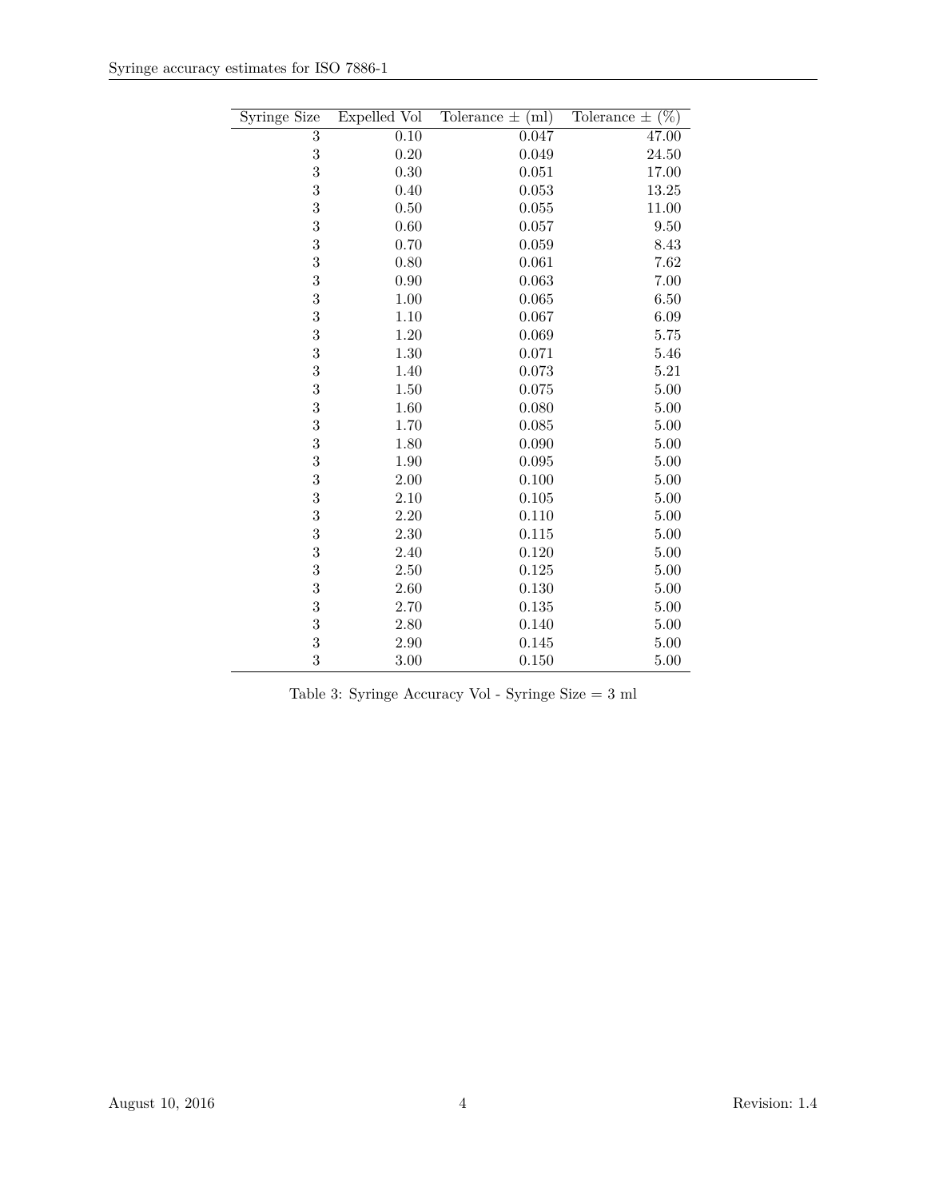| Syringe Size | Expelled Vol | Tolerance $\pm$ (ml) | Tolerance $\pm$ (%) |
|---|---|---|---|
| 3 | 0.10 | 0.047 | 47.00 |
| 3 | 0.20 | 0.049 | 24.50 |
| 3 | 0.30 | 0.051 | 17.00 |
| 3 | 0.40 | 0.053 | 13.25 |
| 3 | 0.50 | 0.055 | 11.00 |
| 3 | 0.60 | 0.057 | 9.50 |
| 3 | 0.70 | 0.059 | 8.43 |
| 3 | 0.80 | 0.061 | 7.62 |
| 3 | 0.90 | 0.063 | 7.00 |
| 3 | 1.00 | 0.065 | 6.50 |
| 3 | 1.10 | 0.067 | 6.09 |
| 3 | 1.20 | 0.069 | 5.75 |
| 3 | 1.30 | 0.071 | 5.46 |
| 3 | 1.40 | 0.073 | 5.21 |
| 3 | 1.50 | 0.075 | 5.00 |
| 3 | 1.60 | 0.080 | 5.00 |
| 3 | 1.70 | 0.085 | 5.00 |
| 3 | 1.80 | 0.090 | 5.00 |
| 3 | 1.90 | 0.095 | 5.00 |
| 3 | 2.00 | 0.100 | 5.00 |
| 3 | 2.10 | 0.105 | 5.00 |
| 3 | 2.20 | 0.110 | 5.00 |
| 3 | 2.30 | 0.115 | 5.00 |
| 3 | 2.40 | 0.120 | 5.00 |
| 3 | 2.50 | 0.125 | 5.00 |
| 3 | 2.60 | 0.130 | 5.00 |
| 3 | 2.70 | 0.135 | 5.00 |
| 3 | 2.80 | 0.140 | 5.00 |
| 3 | 2.90 | 0.145 | 5.00 |
| 3 | 3.00 | 0.150 | 5.00 |

Table 3: Syringe Accuracy Vol - Syringe Size = 3 ml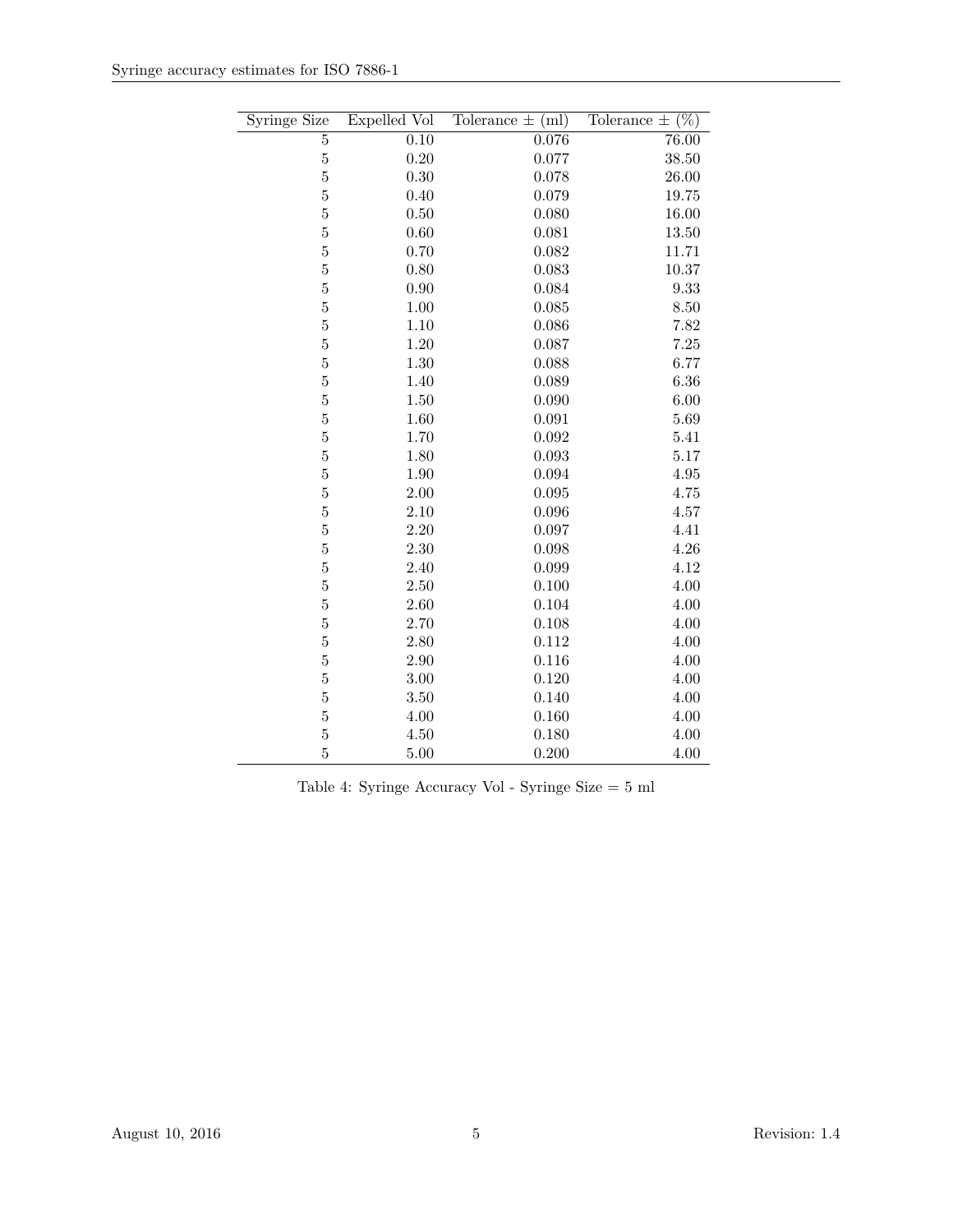| Syringe Size | Expelled Vol | Tolerance ± (ml) | Tolerance ± (%) |
|---|---|---|---|
| 5 | 0.10 | 0.076 | 76.00 |
| 5 | 0.20 | 0.077 | 38.50 |
| 5 | 0.30 | 0.078 | 26.00 |
| 5 | 0.40 | 0.079 | 19.75 |
| 5 | 0.50 | 0.080 | 16.00 |
| 5 | 0.60 | 0.081 | 13.50 |
| 5 | 0.70 | 0.082 | 11.71 |
| 5 | 0.80 | 0.083 | 10.37 |
| 5 | 0.90 | 0.084 | 9.33 |
| 5 | 1.00 | 0.085 | 8.50 |
| 5 | 1.10 | 0.086 | 7.82 |
| 5 | 1.20 | 0.087 | 7.25 |
| 5 | 1.30 | 0.088 | 6.77 |
| 5 | 1.40 | 0.089 | 6.36 |
| 5 | 1.50 | 0.090 | 6.00 |
| 5 | 1.60 | 0.091 | 5.69 |
| 5 | 1.70 | 0.092 | 5.41 |
| 5 | 1.80 | 0.093 | 5.17 |
| 5 | 1.90 | 0.094 | 4.95 |
| 5 | 2.00 | 0.095 | 4.75 |
| 5 | 2.10 | 0.096 | 4.57 |
| 5 | 2.20 | 0.097 | 4.41 |
| 5 | 2.30 | 0.098 | 4.26 |
| 5 | 2.40 | 0.099 | 4.12 |
| 5 | 2.50 | 0.100 | 4.00 |
| 5 | 2.60 | 0.104 | 4.00 |
| 5 | 2.70 | 0.108 | 4.00 |
| 5 | 2.80 | 0.112 | 4.00 |
| 5 | 2.90 | 0.116 | 4.00 |
| 5 | 3.00 | 0.120 | 4.00 |
| 5 | 3.50 | 0.140 | 4.00 |
| 5 | 4.00 | 0.160 | 4.00 |
| 5 | 4.50 | 0.180 | 4.00 |
| 5 | 5.00 | 0.200 | 4.00 |

Table 4: Syringe Accuracy Vol - Syringe Size = 5 ml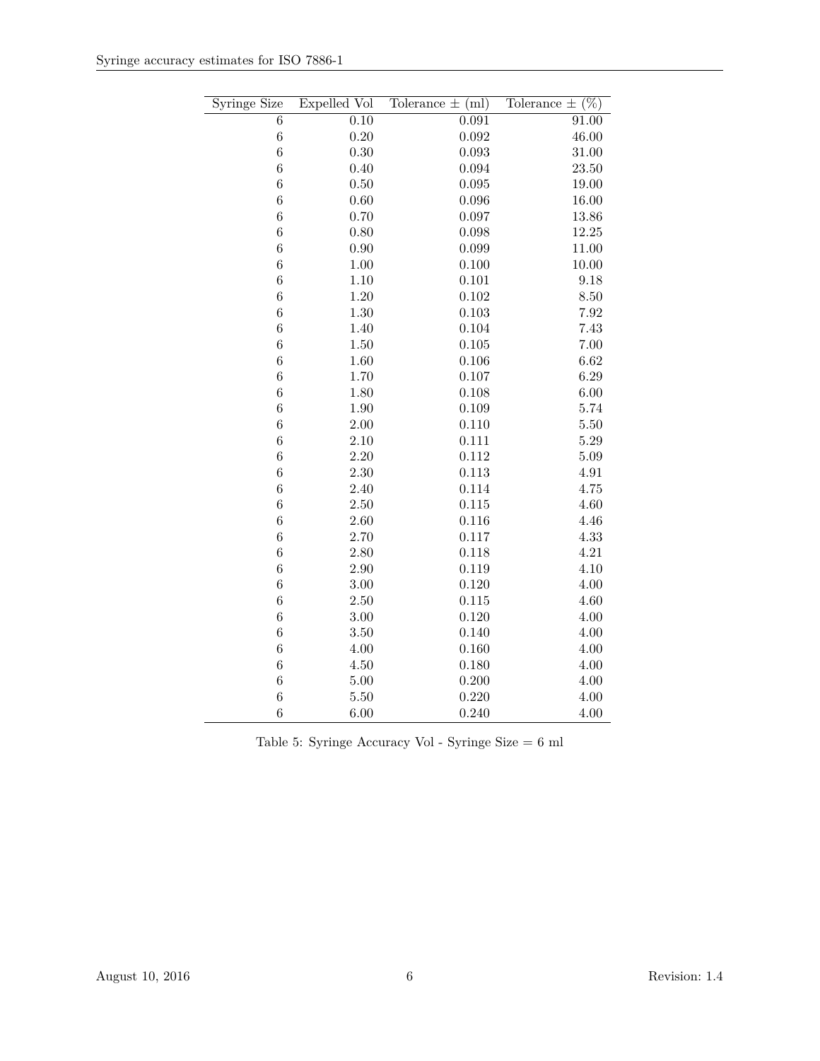| Syringe Size | Expelled Vol | Tolerance ± (ml) | Tolerance ± (%) |
|---|---|---|---|
| 6 | 0.10 | 0.091 | 91.00 |
| 6 | 0.20 | 0.092 | 46.00 |
| 6 | 0.30 | 0.093 | 31.00 |
| 6 | 0.40 | 0.094 | 23.50 |
| 6 | 0.50 | 0.095 | 19.00 |
| 6 | 0.60 | 0.096 | 16.00 |
| 6 | 0.70 | 0.097 | 13.86 |
| 6 | 0.80 | 0.098 | 12.25 |
| 6 | 0.90 | 0.099 | 11.00 |
| 6 | 1.00 | 0.100 | 10.00 |
| 6 | 1.10 | 0.101 | 9.18 |
| 6 | 1.20 | 0.102 | 8.50 |
| 6 | 1.30 | 0.103 | 7.92 |
| 6 | 1.40 | 0.104 | 7.43 |
| 6 | 1.50 | 0.105 | 7.00 |
| 6 | 1.60 | 0.106 | 6.62 |
| 6 | 1.70 | 0.107 | 6.29 |
| 6 | 1.80 | 0.108 | 6.00 |
| 6 | 1.90 | 0.109 | 5.74 |
| 6 | 2.00 | 0.110 | 5.50 |
| 6 | 2.10 | 0.111 | 5.29 |
| 6 | 2.20 | 0.112 | 5.09 |
| 6 | 2.30 | 0.113 | 4.91 |
| 6 | 2.40 | 0.114 | 4.75 |
| 6 | 2.50 | 0.115 | 4.60 |
| 6 | 2.60 | 0.116 | 4.46 |
| 6 | 2.70 | 0.117 | 4.33 |
| 6 | 2.80 | 0.118 | 4.21 |
| 6 | 2.90 | 0.119 | 4.10 |
| 6 | 3.00 | 0.120 | 4.00 |
| 6 | 2.50 | 0.115 | 4.60 |
| 6 | 3.00 | 0.120 | 4.00 |
| 6 | 3.50 | 0.140 | 4.00 |
| 6 | 4.00 | 0.160 | 4.00 |
| 6 | 4.50 | 0.180 | 4.00 |
| 6 | 5.00 | 0.200 | 4.00 |
| 6 | 5.50 | 0.220 | 4.00 |
| 6 | 6.00 | 0.240 | 4.00 |

Table 5: Syringe Accuracy Vol - Syringe Size = 6 ml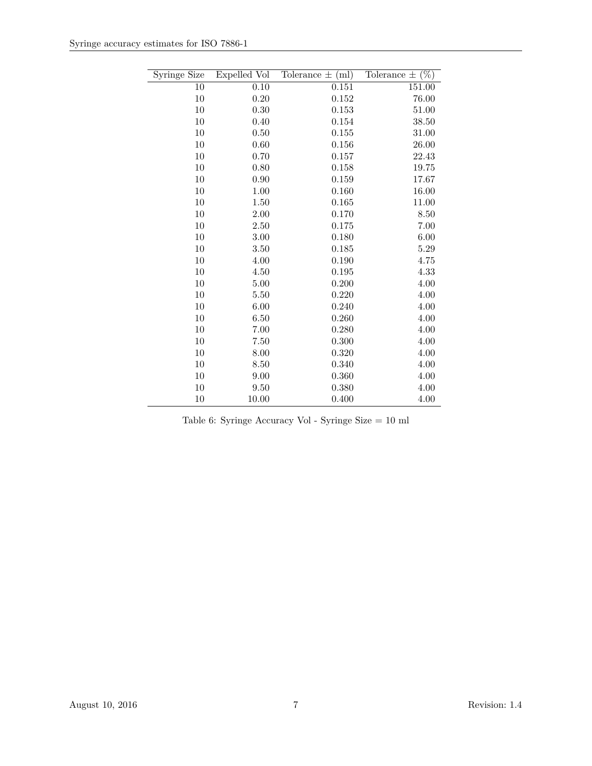| Syringe Size | Expelled Vol | Tolerance ± (ml) | Tolerance ± (%) |
|---|---|---|---|
| 10 | 0.10 | 0.151 | 151.00 |
| 10 | 0.20 | 0.152 | 76.00 |
| 10 | 0.30 | 0.153 | 51.00 |
| 10 | 0.40 | 0.154 | 38.50 |
| 10 | 0.50 | 0.155 | 31.00 |
| 10 | 0.60 | 0.156 | 26.00 |
| 10 | 0.70 | 0.157 | 22.43 |
| 10 | 0.80 | 0.158 | 19.75 |
| 10 | 0.90 | 0.159 | 17.67 |
| 10 | 1.00 | 0.160 | 16.00 |
| 10 | 1.50 | 0.165 | 11.00 |
| 10 | 2.00 | 0.170 | 8.50 |
| 10 | 2.50 | 0.175 | 7.00 |
| 10 | 3.00 | 0.180 | 6.00 |
| 10 | 3.50 | 0.185 | 5.29 |
| 10 | 4.00 | 0.190 | 4.75 |
| 10 | 4.50 | 0.195 | 4.33 |
| 10 | 5.00 | 0.200 | 4.00 |
| 10 | 5.50 | 0.220 | 4.00 |
| 10 | 6.00 | 0.240 | 4.00 |
| 10 | 6.50 | 0.260 | 4.00 |
| 10 | 7.00 | 0.280 | 4.00 |
| 10 | 7.50 | 0.300 | 4.00 |
| 10 | 8.00 | 0.320 | 4.00 |
| 10 | 8.50 | 0.340 | 4.00 |
| 10 | 9.00 | 0.360 | 4.00 |
| 10 | 9.50 | 0.380 | 4.00 |
| 10 | 10.00 | 0.400 | 4.00 |

Table 6: Syringe Accuracy Vol - Syringe Size = 10 ml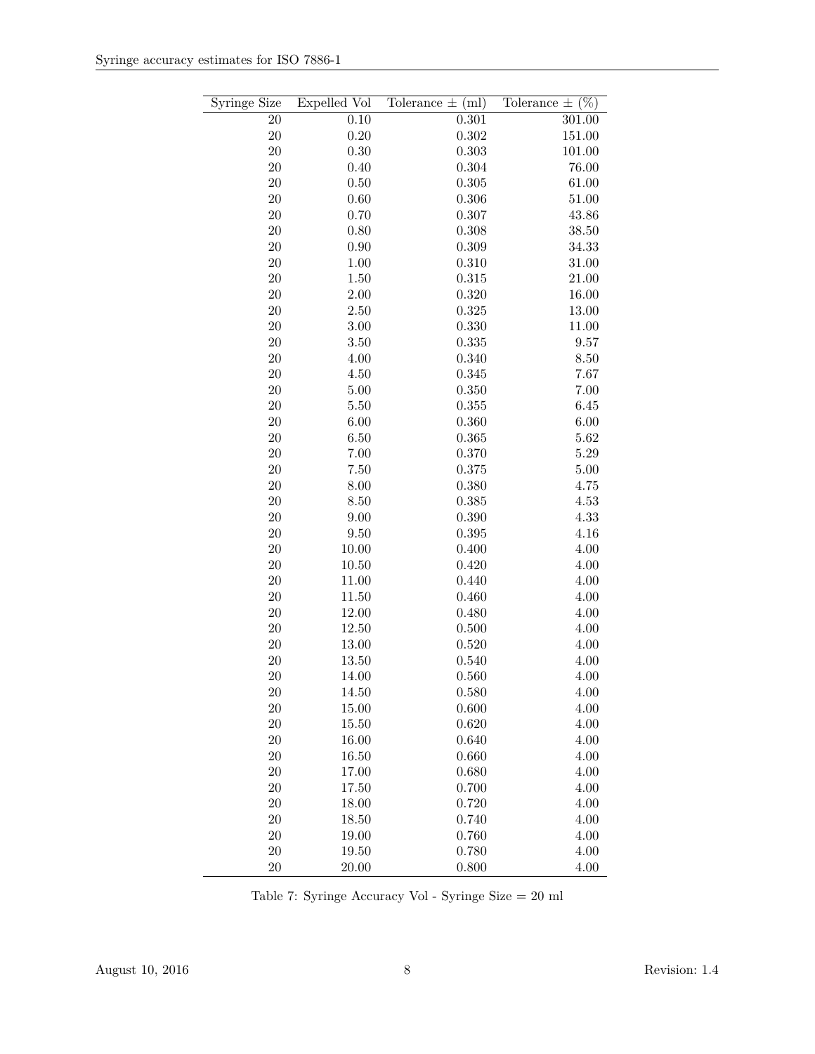| Syringe Size | Expelled Vol | Tolerance ± (ml) | Tolerance ± (%) |
|---|---|---|---|
| 20 | 0.10 | 0.301 | 301.00 |
| 20 | 0.20 | 0.302 | 151.00 |
| 20 | 0.30 | 0.303 | 101.00 |
| 20 | 0.40 | 0.304 | 76.00 |
| 20 | 0.50 | 0.305 | 61.00 |
| 20 | 0.60 | 0.306 | 51.00 |
| 20 | 0.70 | 0.307 | 43.86 |
| 20 | 0.80 | 0.308 | 38.50 |
| 20 | 0.90 | 0.309 | 34.33 |
| 20 | 1.00 | 0.310 | 31.00 |
| 20 | 1.50 | 0.315 | 21.00 |
| 20 | 2.00 | 0.320 | 16.00 |
| 20 | 2.50 | 0.325 | 13.00 |
| 20 | 3.00 | 0.330 | 11.00 |
| 20 | 3.50 | 0.335 | 9.57 |
| 20 | 4.00 | 0.340 | 8.50 |
| 20 | 4.50 | 0.345 | 7.67 |
| 20 | 5.00 | 0.350 | 7.00 |
| 20 | 5.50 | 0.355 | 6.45 |
| 20 | 6.00 | 0.360 | 6.00 |
| 20 | 6.50 | 0.365 | 5.62 |
| 20 | 7.00 | 0.370 | 5.29 |
| 20 | 7.50 | 0.375 | 5.00 |
| 20 | 8.00 | 0.380 | 4.75 |
| 20 | 8.50 | 0.385 | 4.53 |
| 20 | 9.00 | 0.390 | 4.33 |
| 20 | 9.50 | 0.395 | 4.16 |
| 20 | 10.00 | 0.400 | 4.00 |
| 20 | 10.50 | 0.420 | 4.00 |
| 20 | 11.00 | 0.440 | 4.00 |
| 20 | 11.50 | 0.460 | 4.00 |
| 20 | 12.00 | 0.480 | 4.00 |
| 20 | 12.50 | 0.500 | 4.00 |
| 20 | 13.00 | 0.520 | 4.00 |
| 20 | 13.50 | 0.540 | 4.00 |
| 20 | 14.00 | 0.560 | 4.00 |
| 20 | 14.50 | 0.580 | 4.00 |
| 20 | 15.00 | 0.600 | 4.00 |
| 20 | 15.50 | 0.620 | 4.00 |
| 20 | 16.00 | 0.640 | 4.00 |
| 20 | 16.50 | 0.660 | 4.00 |
| 20 | 17.00 | 0.680 | 4.00 |
| 20 | 17.50 | 0.700 | 4.00 |
| 20 | 18.00 | 0.720 | 4.00 |
| 20 | 18.50 | 0.740 | 4.00 |
| 20 | 19.00 | 0.760 | 4.00 |
| 20 | 19.50 | 0.780 | 4.00 |
| 20 | 20.00 | 0.800 | 4.00 |

Table 7: Syringe Accuracy Vol - Syringe Size = 20 ml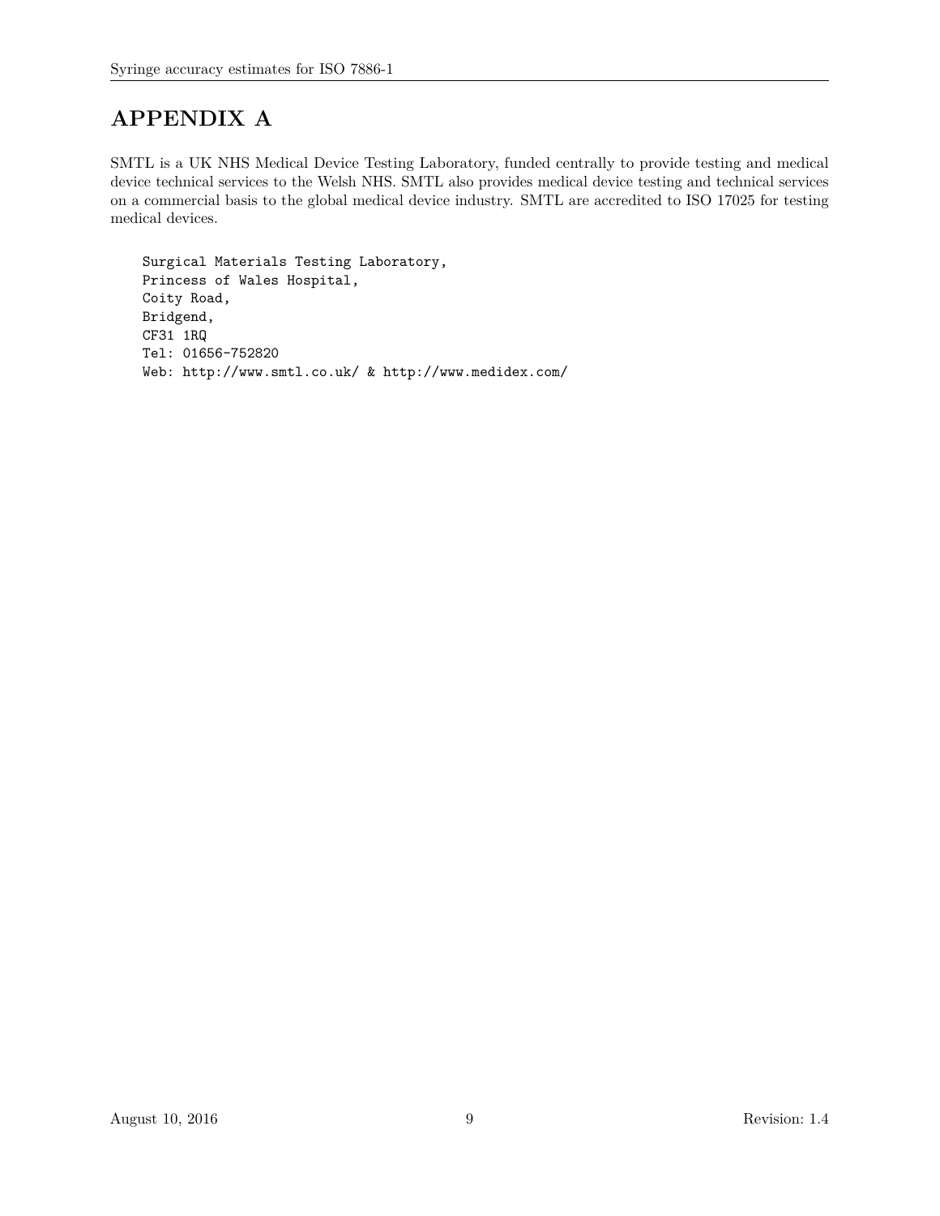# APPENDIX A

SMTL is a UK NHS Medical Device Testing Laboratory, funded centrally to provide testing and medical device technical services to the Welsh NHS. SMTL also provides medical device testing and technical services on a commercial basis to the global medical device industry. SMTL are accredited to ISO 17025 for testing medical devices.

```
Surgical Materials Testing Laboratory,
Princess of Wales Hospital,
Coity Road,
Bridgend,
CF31 1RQ
Tel: 01656-752820
Web: http://www.smtl.co.uk/ & http://www.medidex.com/
```